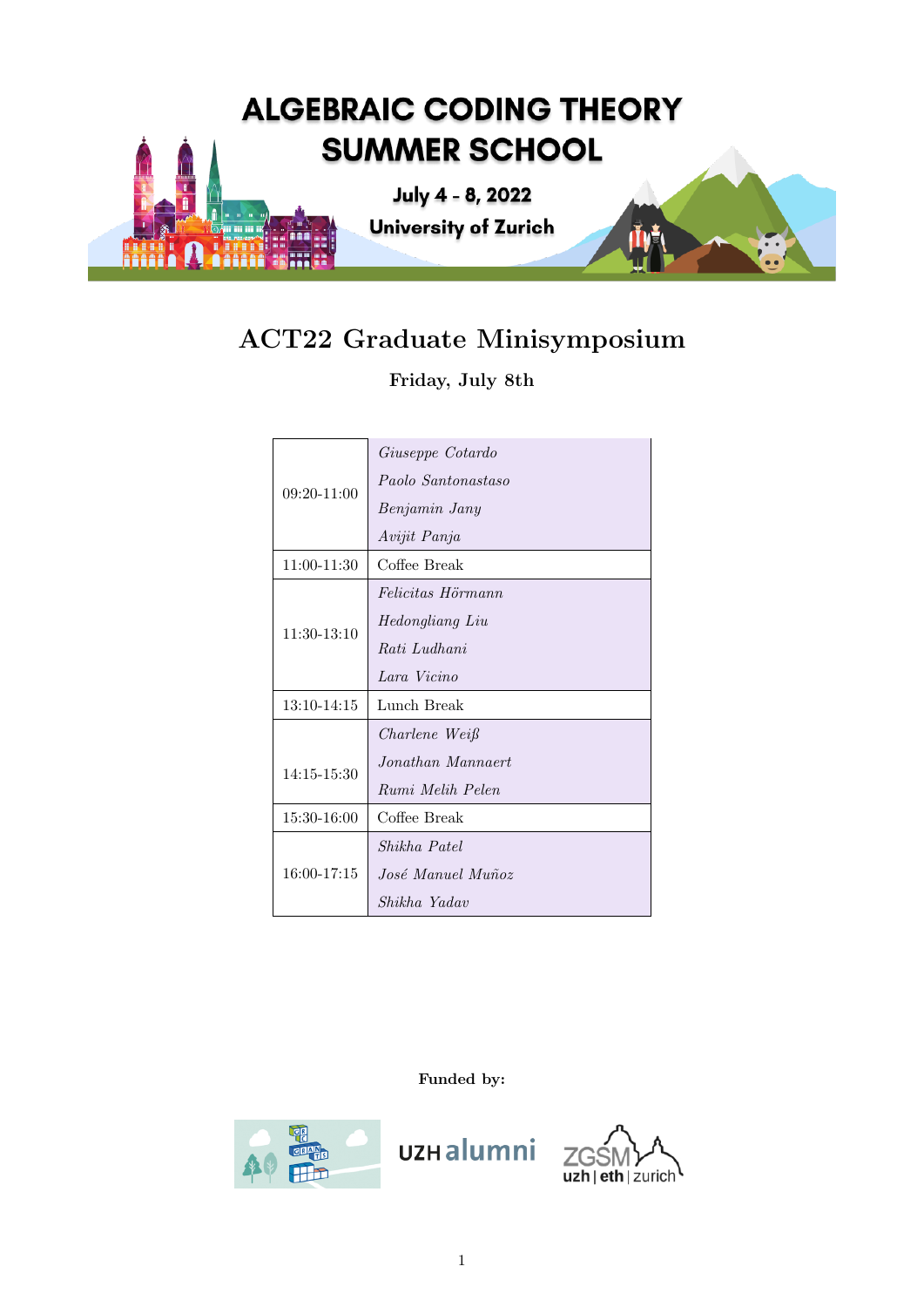# ALGEBRAIC CODING THEORY SUMMER SCHOOL

**July 4 - 8, 2022**

**University of Zurich**

## ACT22 Graduate Minisymposium

**Friday, July 8th**

| | |
|---|---|
| 09:20-11:00 | *Giuseppe Cotardo*<br>*Paolo Santonastaso*<br>*Benjamin Jany*<br>*Avijit Panja* |
| 11:00-11:30 | Coffee Break |
| 11:30-13:10 | *Felicitas Hörmann*<br>*Hedongliang Liu*<br>*Rati Ludhani*<br>*Lara Vicino* |
| 13:10-14:15 | Lunch Break |
| 14:15-15:30 | *Charlene Weiß*<br>*Jonathan Mannaert*<br>*Rumi Melih Pelen* |
| 15:30-16:00 | Coffee Break |
| 16:00-17:15 | *Shikha Patel*<br>*José Manuel Muñoz*<br>*Shikha Yadav* |

**Funded by:**

UZH alumni

ZGSM uzh | eth | zurich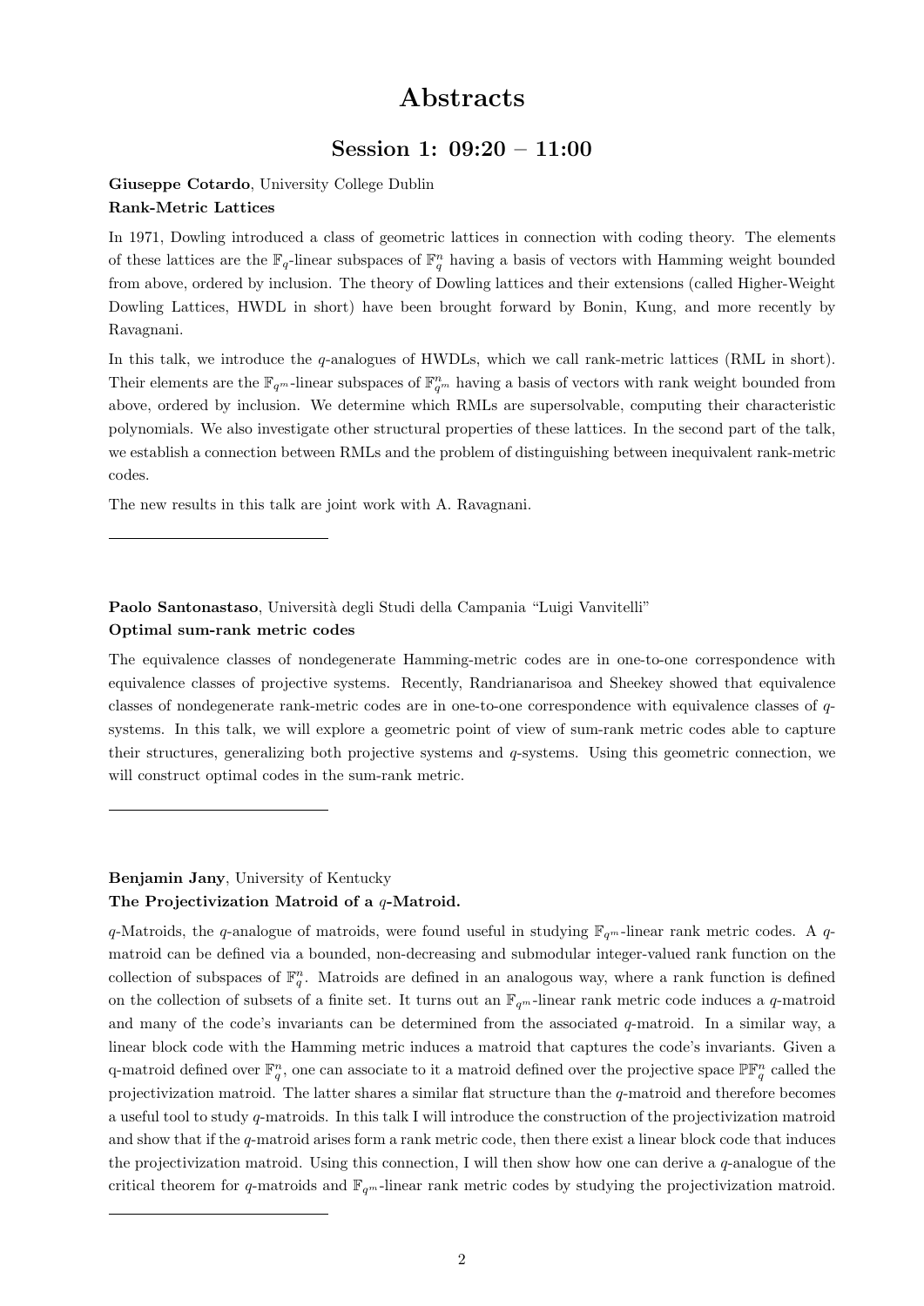# Abstracts

## Session 1: 09:20 – 11:00

**Giuseppe Cotardo**, University College Dublin
**Rank-Metric Lattices**

In 1971, Dowling introduced a class of geometric lattices in connection with coding theory. The elements of these lattices are the $\mathbb{F}_q$-linear subspaces of $\mathbb{F}_q^n$ having a basis of vectors with Hamming weight bounded from above, ordered by inclusion. The theory of Dowling lattices and their extensions (called Higher-Weight Dowling Lattices, HWDL in short) have been brought forward by Bonin, Kung, and more recently by Ravagnani.

In this talk, we introduce the $q$-analogues of HWDLs, which we call rank-metric lattices (RML in short). Their elements are the $\mathbb{F}_{q^m}$-linear subspaces of $\mathbb{F}_{q^m}^n$ having a basis of vectors with rank weight bounded from above, ordered by inclusion. We determine which RMLs are supersolvable, computing their characteristic polynomials. We also investigate other structural properties of these lattices. In the second part of the talk, we establish a connection between RMLs and the problem of distinguishing between inequivalent rank-metric codes.

The new results in this talk are joint work with A. Ravagnani.

---

**Paolo Santonastaso**, Università degli Studi della Campania "Luigi Vanvitelli"
**Optimal sum-rank metric codes**

The equivalence classes of nondegenerate Hamming-metric codes are in one-to-one correspondence with equivalence classes of projective systems. Recently, Randrianarisoa and Sheekey showed that equivalence classes of nondegenerate rank-metric codes are in one-to-one correspondence with equivalence classes of $q$-systems. In this talk, we will explore a geometric point of view of sum-rank metric codes able to capture their structures, generalizing both projective systems and $q$-systems. Using this geometric connection, we will construct optimal codes in the sum-rank metric.

---

**Benjamin Jany**, University of Kentucky
**The Projectivization Matroid of a $q$-Matroid.**

$q$-Matroids, the $q$-analogue of matroids, were found useful in studying $\mathbb{F}_{q^m}$-linear rank metric codes. A $q$-matroid can be defined via a bounded, non-decreasing and submodular integer-valued rank function on the collection of subspaces of $\mathbb{F}_q^n$. Matroids are defined in an analogous way, where a rank function is defined on the collection of subsets of a finite set. It turns out an $\mathbb{F}_{q^m}$-linear rank metric code induces a $q$-matroid and many of the code's invariants can be determined from the associated $q$-matroid. In a similar way, a linear block code with the Hamming metric induces a matroid that captures the code's invariants. Given a q-matroid defined over $\mathbb{F}_q^n$, one can associate to it a matroid defined over the projective space $\mathbb{P}\mathbb{F}_q^n$ called the projectivization matroid. The latter shares a similar flat structure than the $q$-matroid and therefore becomes a useful tool to study $q$-matroids. In this talk I will introduce the construction of the projectivization matroid and show that if the $q$-matroid arises form a rank metric code, then there exist a linear block code that induces the projectivization matroid. Using this connection, I will then show how one can derive a $q$-analogue of the critical theorem for $q$-matroids and $\mathbb{F}_{q^m}$-linear rank metric codes by studying the projectivization matroid.

---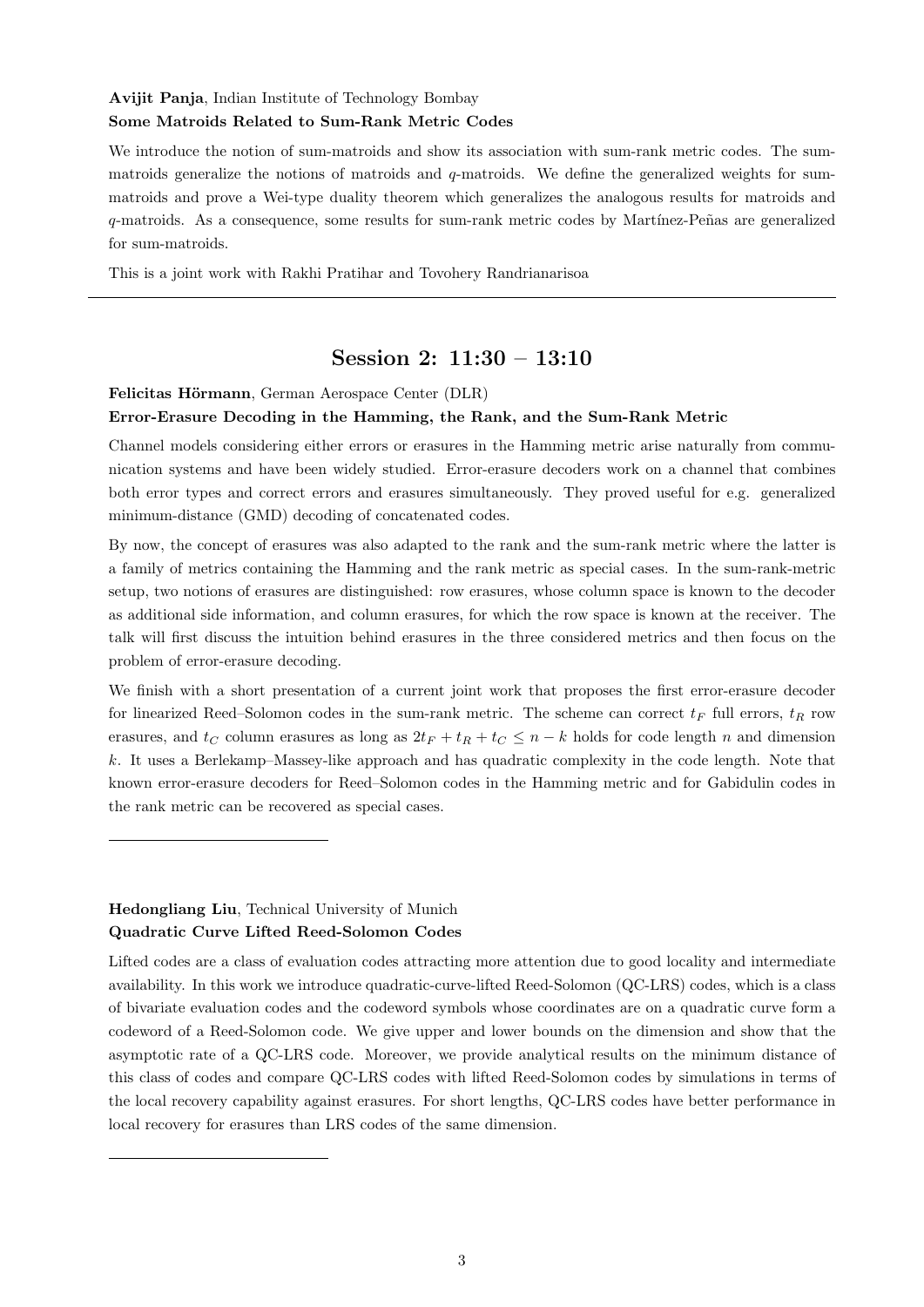**Avijit Panja**, Indian Institute of Technology Bombay
**Some Matroids Related to Sum-Rank Metric Codes**

We introduce the notion of sum-matroids and show its association with sum-rank metric codes. The sum-matroids generalize the notions of matroids and $q$-matroids. We define the generalized weights for sum-matroids and prove a Wei-type duality theorem which generalizes the analogous results for matroids and $q$-matroids. As a consequence, some results for sum-rank metric codes by Martínez-Peñas are generalized for sum-matroids.

This is a joint work with Rakhi Pratihar and Tovohery Randrianarisoa

---

## Session 2: 11:30 – 13:10

**Felicitas Hörmann**, German Aerospace Center (DLR)
**Error-Erasure Decoding in the Hamming, the Rank, and the Sum-Rank Metric**

Channel models considering either errors or erasures in the Hamming metric arise naturally from communication systems and have been widely studied. Error-erasure decoders work on a channel that combines both error types and correct errors and erasures simultaneously. They proved useful for e.g. generalized minimum-distance (GMD) decoding of concatenated codes.

By now, the concept of erasures was also adapted to the rank and the sum-rank metric where the latter is a family of metrics containing the Hamming and the rank metric as special cases. In the sum-rank-metric setup, two notions of erasures are distinguished: row erasures, whose column space is known to the decoder as additional side information, and column erasures, for which the row space is known at the receiver. The talk will first discuss the intuition behind erasures in the three considered metrics and then focus on the problem of error-erasure decoding.

We finish with a short presentation of a current joint work that proposes the first error-erasure decoder for linearized Reed–Solomon codes in the sum-rank metric. The scheme can correct $t_F$ full errors, $t_R$ row erasures, and $t_C$ column erasures as long as $2t_F + t_R + t_C \leq n - k$ holds for code length $n$ and dimension $k$. It uses a Berlekamp–Massey-like approach and has quadratic complexity in the code length. Note that known error-erasure decoders for Reed–Solomon codes in the Hamming metric and for Gabidulin codes in the rank metric can be recovered as special cases.

---

**Hedongliang Liu**, Technical University of Munich
**Quadratic Curve Lifted Reed-Solomon Codes**

Lifted codes are a class of evaluation codes attracting more attention due to good locality and intermediate availability. In this work we introduce quadratic-curve-lifted Reed-Solomon (QC-LRS) codes, which is a class of bivariate evaluation codes and the codeword symbols whose coordinates are on a quadratic curve form a codeword of a Reed-Solomon code. We give upper and lower bounds on the dimension and show that the asymptotic rate of a QC-LRS code. Moreover, we provide analytical results on the minimum distance of this class of codes and compare QC-LRS codes with lifted Reed-Solomon codes by simulations in terms of the local recovery capability against erasures. For short lengths, QC-LRS codes have better performance in local recovery for erasures than LRS codes of the same dimension.

---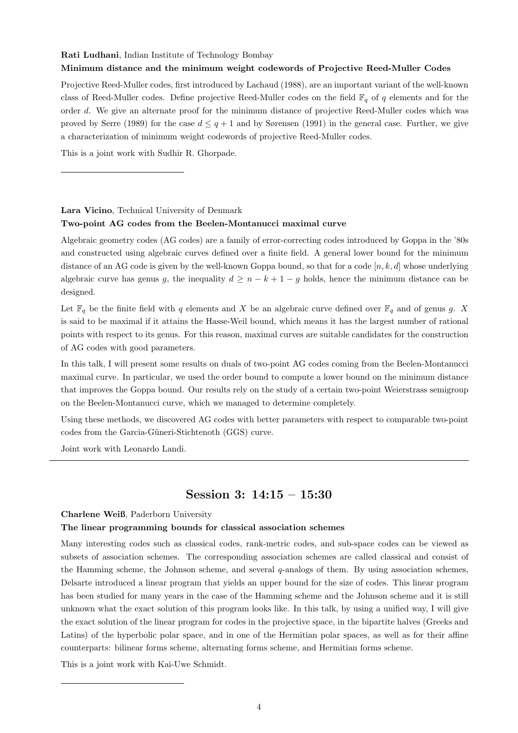**Rati Ludhani**, Indian Institute of Technology Bombay

**Minimum distance and the minimum weight codewords of Projective Reed-Muller Codes**

Projective Reed-Muller codes, first introduced by Lachaud (1988), are an important variant of the well-known class of Reed-Muller codes. Define projective Reed-Muller codes on the field $\mathbb{F}_q$ of $q$ elements and for the order $d$. We give an alternate proof for the minimum distance of projective Reed-Muller codes which was proved by Serre (1989) for the case $d \leq q+1$ and by Sørensen (1991) in the general case. Further, we give a characterization of minimum weight codewords of projective Reed-Muller codes.

This is a joint work with Sudhir R. Ghorpade.

---

**Lara Vicino**, Technical University of Denmark

**Two-point AG codes from the Beelen-Montanucci maximal curve**

Algebraic geometry codes (AG codes) are a family of error-correcting codes introduced by Goppa in the '80s and constructed using algebraic curves defined over a finite field. A general lower bound for the minimum distance of an AG code is given by the well-known Goppa bound, so that for a code $[n, k, d]$ whose underlying algebraic curve has genus $g$, the inequality $d \geq n - k + 1 - g$ holds, hence the minimum distance can be designed.

Let $\mathbb{F}_q$ be the finite field with $q$ elements and $X$ be an algebraic curve defined over $\mathbb{F}_q$ and of genus $g$. $X$ is said to be maximal if it attains the Hasse-Weil bound, which means it has the largest number of rational points with respect to its genus. For this reason, maximal curves are suitable candidates for the construction of AG codes with good parameters.

In this talk, I will present some results on duals of two-point AG codes coming from the Beelen-Montanucci maximal curve. In particular, we used the order bound to compute a lower bound on the minimum distance that improves the Goppa bound. Our results rely on the study of a certain two-point Weierstrass semigroup on the Beelen-Montanucci curve, which we managed to determine completely.

Using these methods, we discovered AG codes with better parameters with respect to comparable two-point codes from the Garcia-Güneri-Stichtenoth (GGS) curve.

Joint work with Leonardo Landi.

---

## Session 3: 14:15 – 15:30

**Charlene Weiß**, Paderborn University

**The linear programming bounds for classical association schemes**

Many interesting codes such as classical codes, rank-metric codes, and sub-space codes can be viewed as subsets of association schemes. The corresponding association schemes are called classical and consist of the Hamming scheme, the Johnson scheme, and several $q$-analogs of them. By using association schemes, Delsarte introduced a linear program that yields an upper bound for the size of codes. This linear program has been studied for many years in the case of the Hamming scheme and the Johnson scheme and it is still unknown what the exact solution of this program looks like. In this talk, by using a unified way, I will give the exact solution of the linear program for codes in the projective space, in the bipartite halves (Greeks and Latins) of the hyperbolic polar space, and in one of the Hermitian polar spaces, as well as for their affine counterparts: bilinear forms scheme, alternating forms scheme, and Hermitian forms scheme.

This is a joint work with Kai-Uwe Schmidt.

---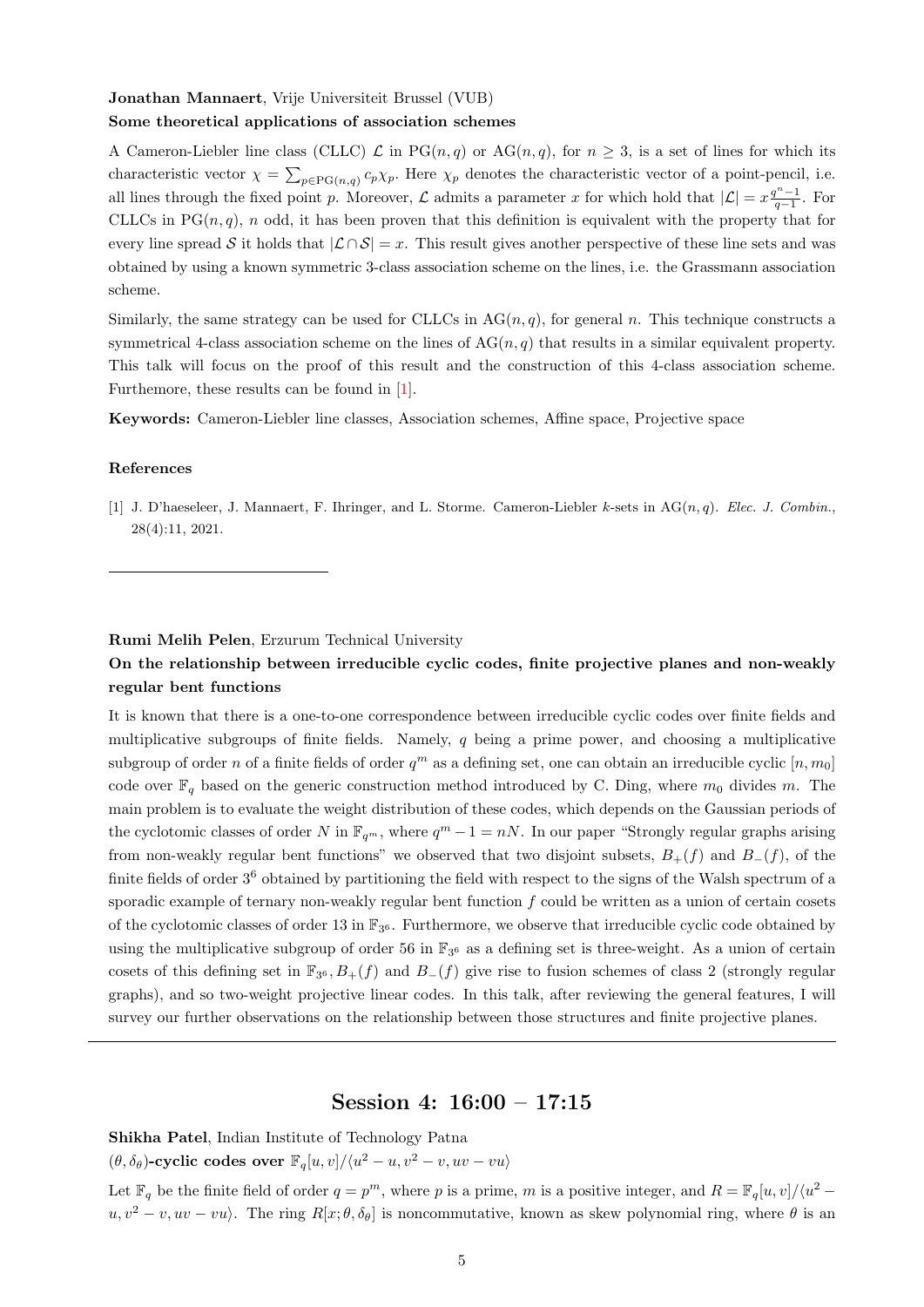**Jonathan Mannaert**, Vrije Universiteit Brussel (VUB)

**Some theoretical applications of association schemes**

A Cameron-Liebler line class (CLLC) $\mathcal{L}$ in $\mathrm{PG}(n,q)$ or $\mathrm{AG}(n,q)$, for $n \geq 3$, is a set of lines for which its characteristic vector $\chi = \sum_{p \in \mathrm{PG}(n,q)} c_p \chi_p$. Here $\chi_p$ denotes the characteristic vector of a point-pencil, i.e. all lines through the fixed point $p$. Moreover, $\mathcal{L}$ admits a parameter $x$ for which hold that $|\mathcal{L}| = x\frac{q^n-1}{q-1}$. For CLLCs in $\mathrm{PG}(n,q)$, $n$ odd, it has been proven that this definition is equivalent with the property that for every line spread $\mathcal{S}$ it holds that $|\mathcal{L} \cap \mathcal{S}| = x$. This result gives another perspective of these line sets and was obtained by using a known symmetric 3-class association scheme on the lines, i.e. the Grassmann association scheme.

Similarly, the same strategy can be used for CLLCs in $\mathrm{AG}(n,q)$, for general $n$. This technique constructs a symmetrical 4-class association scheme on the lines of $\mathrm{AG}(n,q)$ that results in a similar equivalent property. This talk will focus on the proof of this result and the construction of this 4-class association scheme. Furthemore, these results can be found in [1].

**Keywords:** Cameron-Liebler line classes, Association schemes, Affine space, Projective space

### References

[1] J. D'haeseleer, J. Mannaert, F. Ihringer, and L. Storme. Cameron-Liebler $k$-sets in $\mathrm{AG}(n,q)$. *Elec. J. Combin.*, 28(4):11, 2021.

---

**Rumi Melih Pelen**, Erzurum Technical University

**On the relationship between irreducible cyclic codes, finite projective planes and non-weakly regular bent functions**

It is known that there is a one-to-one correspondence between irreducible cyclic codes over finite fields and multiplicative subgroups of finite fields. Namely, $q$ being a prime power, and choosing a multiplicative subgroup of order $n$ of a finite fields of order $q^m$ as a defining set, one can obtain an irreducible cyclic $[n, m_0]$ code over $\mathbb{F}_q$ based on the generic construction method introduced by C. Ding, where $m_0$ divides $m$. The main problem is to evaluate the weight distribution of these codes, which depends on the Gaussian periods of the cyclotomic classes of order $N$ in $\mathbb{F}_{q^m}$, where $q^m - 1 = nN$. In our paper "Strongly regular graphs arising from non-weakly regular bent functions" we observed that two disjoint subsets, $B_+(f)$ and $B_-(f)$, of the finite fields of order $3^6$ obtained by partitioning the field with respect to the signs of the Walsh spectrum of a sporadic example of ternary non-weakly regular bent function $f$ could be written as a union of certain cosets of the cyclotomic classes of order 13 in $\mathbb{F}_{3^6}$. Furthermore, we observe that irreducible cyclic code obtained by using the multiplicative subgroup of order 56 in $\mathbb{F}_{3^6}$ as a defining set is three-weight. As a union of certain cosets of this defining set in $\mathbb{F}_{3^6}, B_+(f)$ and $B_-(f)$ give rise to fusion schemes of class 2 (strongly regular graphs), and so two-weight projective linear codes. In this talk, after reviewing the general features, I will survey our further observations on the relationship between those structures and finite projective planes.

---

## Session 4: 16:00 – 17:15

**Shikha Patel**, Indian Institute of Technology Patna

**$(\theta, \delta_\theta)$-cyclic codes over $\mathbb{F}_q[u,v]/\langle u^2 - u, v^2 - v, uv - vu \rangle$**

Let $\mathbb{F}_q$ be the finite field of order $q = p^m$, where $p$ is a prime, $m$ is a positive integer, and $R = \mathbb{F}_q[u,v]/\langle u^2 - u, v^2 - v, uv - vu \rangle$. The ring $R[x; \theta, \delta_\theta]$ is noncommutative, known as skew polynomial ring, where $\theta$ is an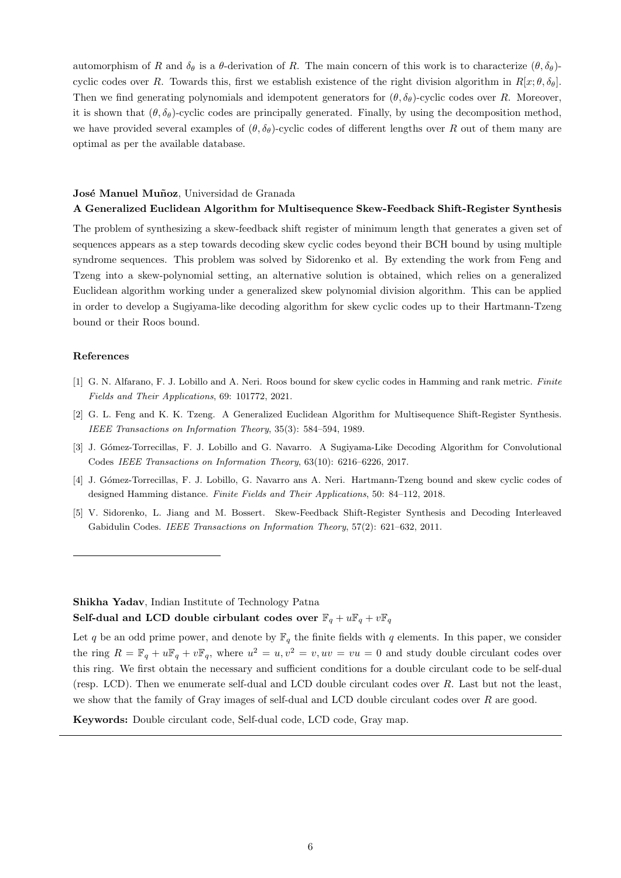automorphism of $R$ and $\delta_\theta$ is a $\theta$-derivation of $R$. The main concern of this work is to characterize $(\theta, \delta_\theta)$-cyclic codes over $R$. Towards this, first we establish existence of the right division algorithm in $R[x; \theta, \delta_\theta]$. Then we find generating polynomials and idempotent generators for $(\theta, \delta_\theta)$-cyclic codes over $R$. Moreover, it is shown that $(\theta, \delta_\theta)$-cyclic codes are principally generated. Finally, by using the decomposition method, we have provided several examples of $(\theta, \delta_\theta)$-cyclic codes of different lengths over $R$ out of them many are optimal as per the available database.

**José Manuel Muñoz**, Universidad de Granada

**A Generalized Euclidean Algorithm for Multisequence Skew-Feedback Shift-Register Synthesis**

The problem of synthesizing a skew-feedback shift register of minimum length that generates a given set of sequences appears as a step towards decoding skew cyclic codes beyond their BCH bound by using multiple syndrome sequences. This problem was solved by Sidorenko et al. By extending the work from Feng and Tzeng into a skew-polynomial setting, an alternative solution is obtained, which relies on a generalized Euclidean algorithm working under a generalized skew polynomial division algorithm. This can be applied in order to develop a Sugiyama-like decoding algorithm for skew cyclic codes up to their Hartmann-Tzeng bound or their Roos bound.

**References**

[1] G. N. Alfarano, F. J. Lobillo and A. Neri. Roos bound for skew cyclic codes in Hamming and rank metric. *Finite Fields and Their Applications*, 69: 101772, 2021.

[2] G. L. Feng and K. K. Tzeng. A Generalized Euclidean Algorithm for Multisequence Shift-Register Synthesis. *IEEE Transactions on Information Theory*, 35(3): 584–594, 1989.

[3] J. Gómez-Torrecillas, F. J. Lobillo and G. Navarro. A Sugiyama-Like Decoding Algorithm for Convolutional Codes *IEEE Transactions on Information Theory*, 63(10): 6216–6226, 2017.

[4] J. Gómez-Torrecillas, F. J. Lobillo, G. Navarro ans A. Neri. Hartmann-Tzeng bound and skew cyclic codes of designed Hamming distance. *Finite Fields and Their Applications*, 50: 84–112, 2018.

[5] V. Sidorenko, L. Jiang and M. Bossert. Skew-Feedback Shift-Register Synthesis and Decoding Interleaved Gabidulin Codes. *IEEE Transactions on Information Theory*, 57(2): 621–632, 2011.

---

**Shikha Yadav**, Indian Institute of Technology Patna

**Self-dual and LCD double cirbulant codes over $\mathbb{F}_q + u\mathbb{F}_q + v\mathbb{F}_q$**

Let $q$ be an odd prime power, and denote by $\mathbb{F}_q$ the finite fields with $q$ elements. In this paper, we consider the ring $R = \mathbb{F}_q + u\mathbb{F}_q + v\mathbb{F}_q$, where $u^2 = u, v^2 = v, uv = vu = 0$ and study double circulant codes over this ring. We first obtain the necessary and sufficient conditions for a double circulant code to be self-dual (resp. LCD). Then we enumerate self-dual and LCD double circulant codes over $R$. Last but not the least, we show that the family of Gray images of self-dual and LCD double circulant codes over $R$ are good.

**Keywords:** Double circulant code, Self-dual code, LCD code, Gray map.